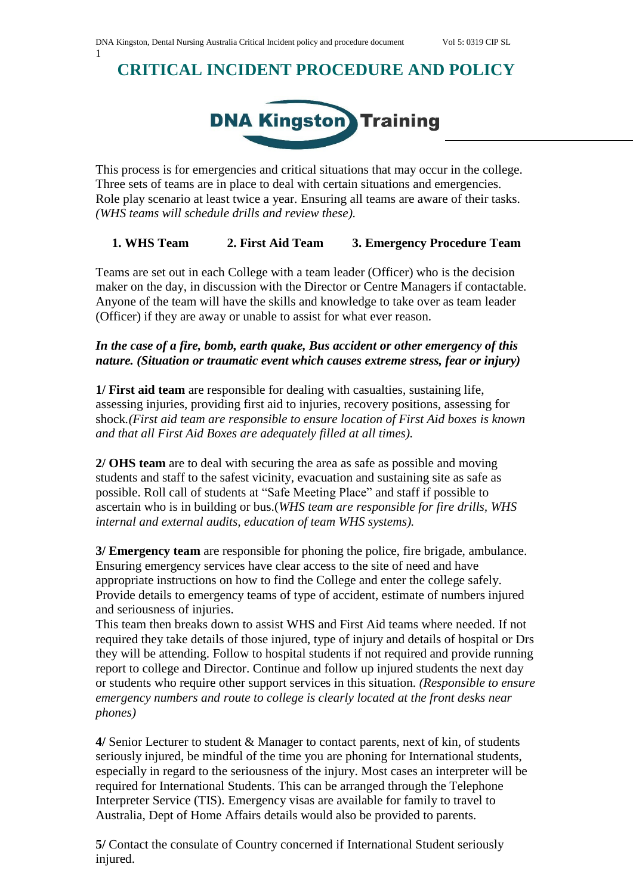# CRITICAL INCIDENT PROCEDURE AND POLICY

DNA Kingston Training

This process is for emergencies and critical situations that may occur in the college. Three sets of teams are in place to deal with certain situations and emergencies. Role play scenario at least twice a year. Ensuring all teams are aware of their tasks. *(WHS teams will schedule drills and review these).*

**1. WHS Team** **2. First Aid Team** **3. Emergency Procedure Team**

Teams are set out in each College with a team leader (Officer) who is the decision maker on the day, in discussion with the Director or Centre Managers if contactable. Anyone of the team will have the skills and knowledge to take over as team leader (Officer) if they are away or unable to assist for what ever reason.

***In the case of a fire, bomb, earth quake, Bus accident or other emergency of this nature. (Situation or traumatic event which causes extreme stress, fear or injury)***

**1/ First aid team** are responsible for dealing with casualties, sustaining life, assessing injuries, providing first aid to injuries, recovery positions, assessing for shock.*(First aid team are responsible to ensure location of First Aid boxes is known and that all First Aid Boxes are adequately filled at all times).*

**2/ OHS team** are to deal with securing the area as safe as possible and moving students and staff to the safest vicinity, evacuation and sustaining site as safe as possible. Roll call of students at "Safe Meeting Place" and staff if possible to ascertain who is in building or bus.(*WHS team are responsible for fire drills, WHS internal and external audits, education of team WHS systems).*

**3/ Emergency team** are responsible for phoning the police, fire brigade, ambulance. Ensuring emergency services have clear access to the site of need and have appropriate instructions on how to find the College and enter the college safely. Provide details to emergency teams of type of accident, estimate of numbers injured and seriousness of injuries.

This team then breaks down to assist WHS and First Aid teams where needed. If not required they take details of those injured, type of injury and details of hospital or Drs they will be attending. Follow to hospital students if not required and provide running report to college and Director. Continue and follow up injured students the next day or students who require other support services in this situation. *(Responsible to ensure emergency numbers and route to college is clearly located at the front desks near phones)*

**4/** Senior Lecturer to student & Manager to contact parents, next of kin, of students seriously injured, be mindful of the time you are phoning for International students, especially in regard to the seriousness of the injury. Most cases an interpreter will be required for International Students. This can be arranged through the Telephone Interpreter Service (TIS). Emergency visas are available for family to travel to Australia, Dept of Home Affairs details would also be provided to parents.

**5/** Contact the consulate of Country concerned if International Student seriously injured.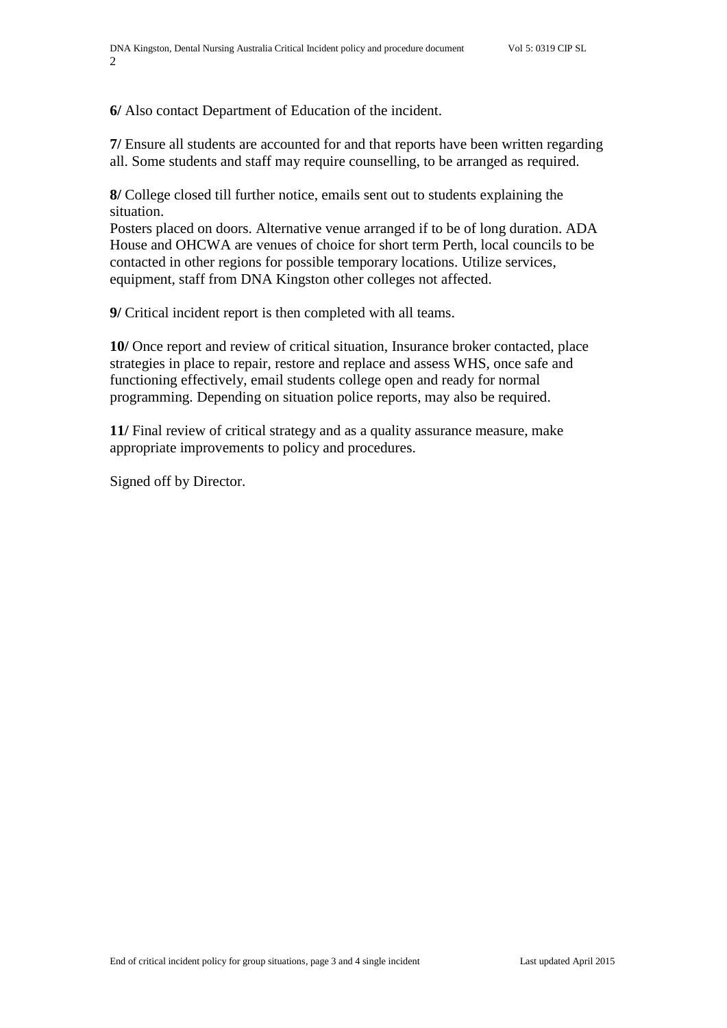**6/** Also contact Department of Education of the incident.

**7/** Ensure all students are accounted for and that reports have been written regarding all. Some students and staff may require counselling, to be arranged as required.

**8/** College closed till further notice, emails sent out to students explaining the situation.
Posters placed on doors. Alternative venue arranged if to be of long duration. ADA House and OHCWA are venues of choice for short term Perth, local councils to be contacted in other regions for possible temporary locations. Utilize services, equipment, staff from DNA Kingston other colleges not affected.

**9/** Critical incident report is then completed with all teams.

**10/** Once report and review of critical situation, Insurance broker contacted, place strategies in place to repair, restore and replace and assess WHS, once safe and functioning effectively, email students college open and ready for normal programming. Depending on situation police reports, may also be required.

**11/** Final review of critical strategy and as a quality assurance measure, make appropriate improvements to policy and procedures.

Signed off by Director.

End of critical incident policy for group situations, page 3 and 4 single incident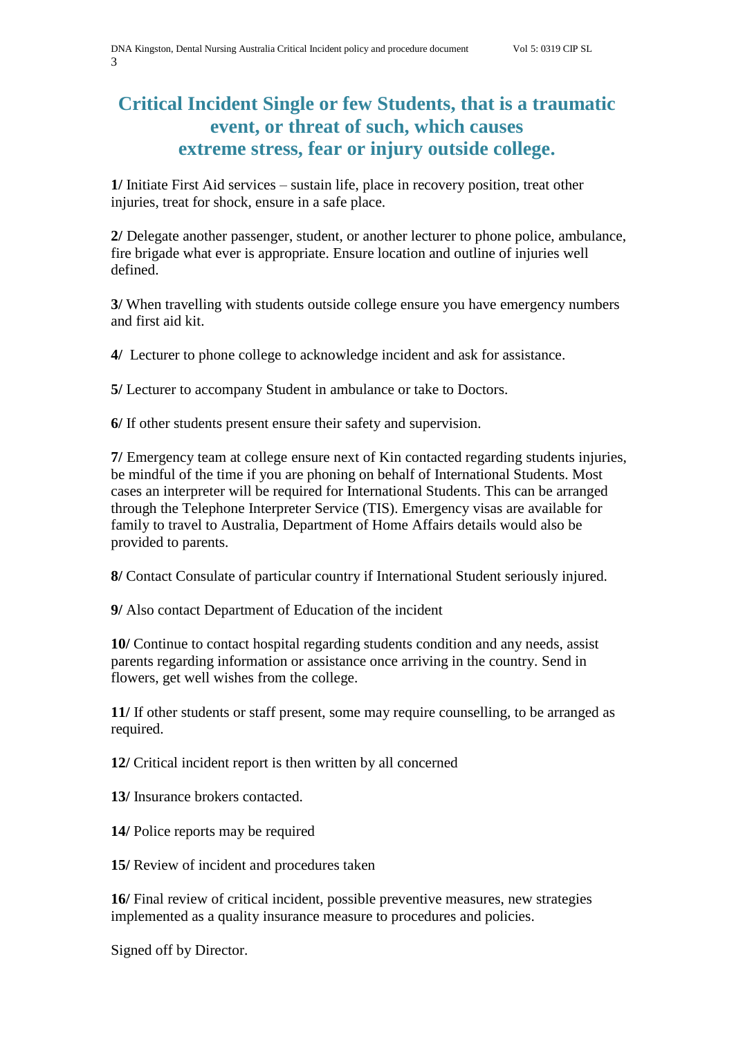# Critical Incident Single or few Students, that is a traumatic event, or threat of such, which causes extreme stress, fear or injury outside college.

**1/** Initiate First Aid services – sustain life, place in recovery position, treat other injuries, treat for shock, ensure in a safe place.

**2/** Delegate another passenger, student, or another lecturer to phone police, ambulance, fire brigade what ever is appropriate. Ensure location and outline of injuries well defined.

**3/** When travelling with students outside college ensure you have emergency numbers and first aid kit.

**4/** Lecturer to phone college to acknowledge incident and ask for assistance.

**5/** Lecturer to accompany Student in ambulance or take to Doctors.

**6/** If other students present ensure their safety and supervision.

**7/** Emergency team at college ensure next of Kin contacted regarding students injuries, be mindful of the time if you are phoning on behalf of International Students. Most cases an interpreter will be required for International Students. This can be arranged through the Telephone Interpreter Service (TIS). Emergency visas are available for family to travel to Australia, Department of Home Affairs details would also be provided to parents.

**8/** Contact Consulate of particular country if International Student seriously injured.

**9/** Also contact Department of Education of the incident

**10/** Continue to contact hospital regarding students condition and any needs, assist parents regarding information or assistance once arriving in the country. Send in flowers, get well wishes from the college.

**11/** If other students or staff present, some may require counselling, to be arranged as required.

**12/** Critical incident report is then written by all concerned

**13/** Insurance brokers contacted.

**14/** Police reports may be required

**15/** Review of incident and procedures taken

**16/** Final review of critical incident, possible preventive measures, new strategies implemented as a quality insurance measure to procedures and policies.

Signed off by Director.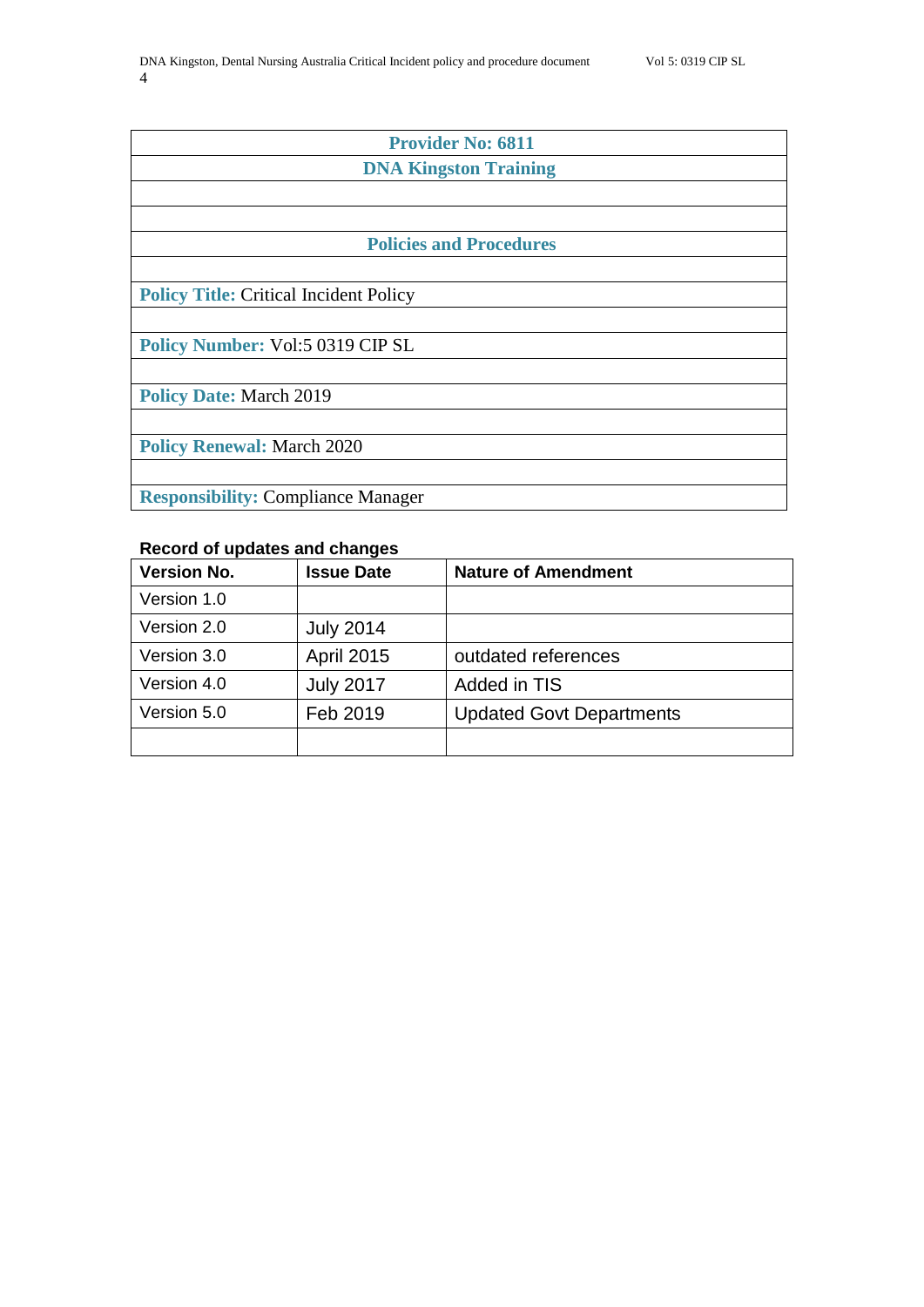| Provider No: 6811 |
|---|
| DNA Kingston Training |
| |
| |
| Policies and Procedures |
| |
| **Policy Title:** Critical Incident Policy |
| |
| **Policy Number:** Vol:5 0319 CIP SL |
| |
| **Policy Date:** March 2019 |
| |
| **Policy Renewal:** March 2020 |
| |
| **Responsibility:** Compliance Manager |

**Record of updates and changes**

| Version No. | Issue Date | Nature of Amendment |
|---|---|---|
| Version 1.0 | | |
| Version 2.0 | July 2014 | |
| Version 3.0 | April 2015 | outdated references |
| Version 4.0 | July 2017 | Added in TIS |
| Version 5.0 | Feb 2019 | Updated Govt Departments |
| | | |